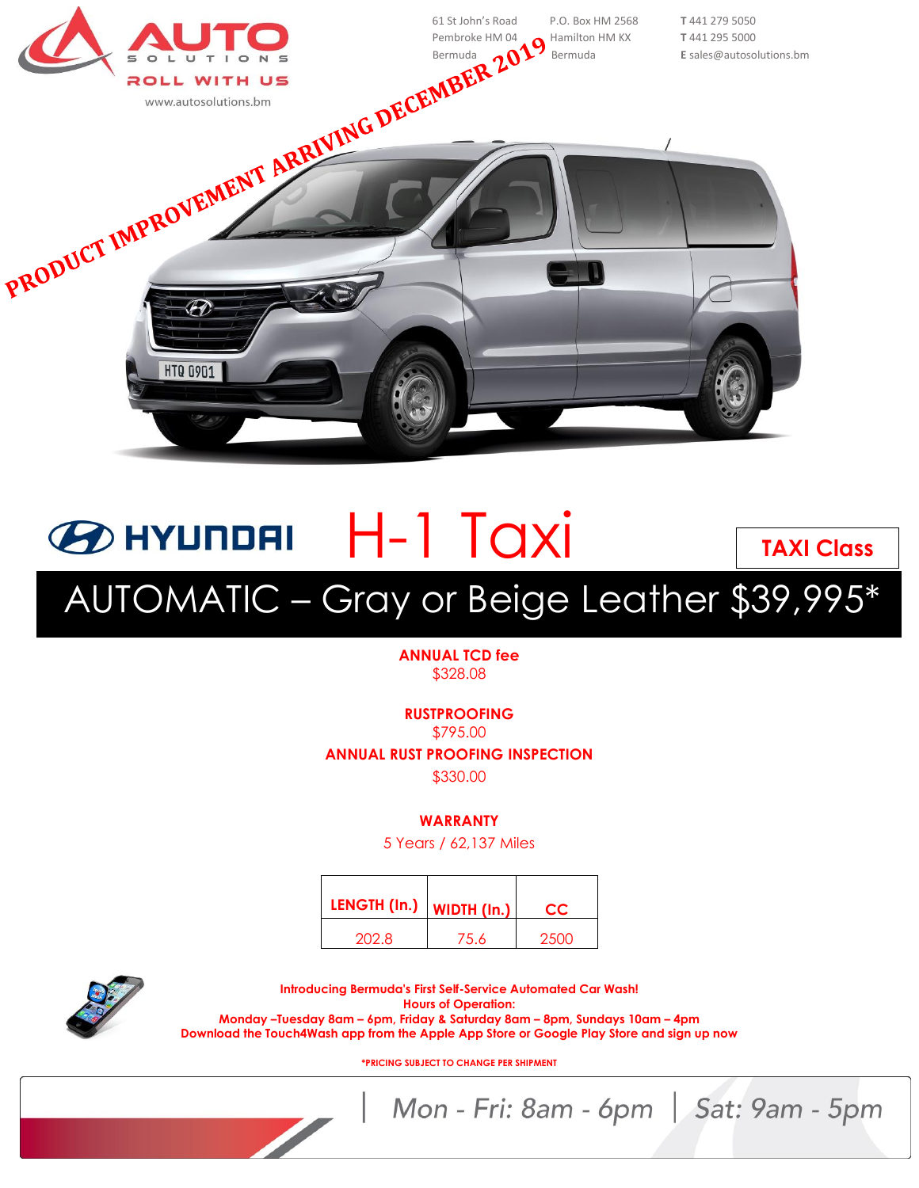AUTO SOLUTIONS
ROLL WITH US
www.autosolutions.bm

61 St John's Road
Pembroke HM 04
Bermuda

P.O. Box HM 2568
Hamilton HM KX
Bermuda

**T** 441 279 5050
**T** 441 295 5000
**E** sales@autosolutions.bm

PRODUCT IMPROVEMENT ARRIVING DECEMBER 2019

# HYUNDAI H-1 Taxi

**TAXI Class**

## AUTOMATIC – Gray or Beige Leather $39,995*

**ANNUAL TCD fee**
$328.08

**RUSTPROOFING**
$795.00

**ANNUAL RUST PROOFING INSPECTION**
$330.00

**WARRANTY**
5 Years / 62,137 Miles

| LENGTH (In.) | WIDTH (In.) | CC |
|---|---|---|
| 202.8 | 75.6 | 2500 |

**Introducing Bermuda's First Self-Service Automated Car Wash!**
**Hours of Operation:**
**Monday –Tuesday 8am – 6pm, Friday & Saturday 8am – 8pm, Sundays 10am – 4pm**
**Download the Touch4Wash app from the Apple App Store or Google Play Store and sign up now**

***PRICING SUBJECT TO CHANGE PER SHIPMENT**

| Mon - Fri: 8am - 6pm | Sat: 9am - 5pm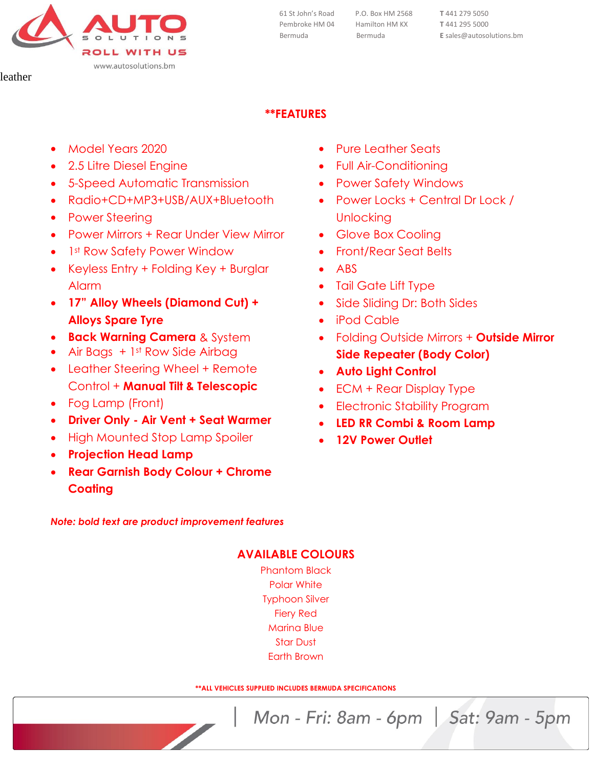leather

**\*\*FEATURES**

- Model Years 2020
- 2.5 Litre Diesel Engine
- 5-Speed Automatic Transmission
- Radio+CD+MP3+USB/AUX+Bluetooth
- Power Steering
- Power Mirrors + Rear Under View Mirror
- 1st Row Safety Power Window
- Keyless Entry + Folding Key + Burglar Alarm
- **17" Alloy Wheels (Diamond Cut) + Alloys Spare Tyre**
- **Back Warning Camera** & System
- Air Bags + 1st Row Side Airbag
- Leather Steering Wheel + Remote Control + **Manual Tilt & Telescopic**
- Fog Lamp (Front)
- **Driver Only - Air Vent + Seat Warmer**
- High Mounted Stop Lamp Spoiler
- **Projection Head Lamp**
- **Rear Garnish Body Colour + Chrome Coating**
- Pure Leather Seats
- Full Air-Conditioning
- Power Safety Windows
- Power Locks + Central Dr Lock / Unlocking
- Glove Box Cooling
- Front/Rear Seat Belts
- ABS
- Tail Gate Lift Type
- Side Sliding Dr: Both Sides
- iPod Cable
- Folding Outside Mirrors + **Outside Mirror Side Repeater (Body Color)**
- **Auto Light Control**
- ECM + Rear Display Type
- Electronic Stability Program
- **LED RR Combi & Room Lamp**
- **12V Power Outlet**

***Note: bold text are product improvement features***

**AVAILABLE COLOURS**

Phantom Black
Polar White
Typhoon Silver
Fiery Red
Marina Blue
Star Dust
Earth Brown

**\*\*ALL VEHICLES SUPPLIED INCLUDES BERMUDA SPECIFICATIONS**